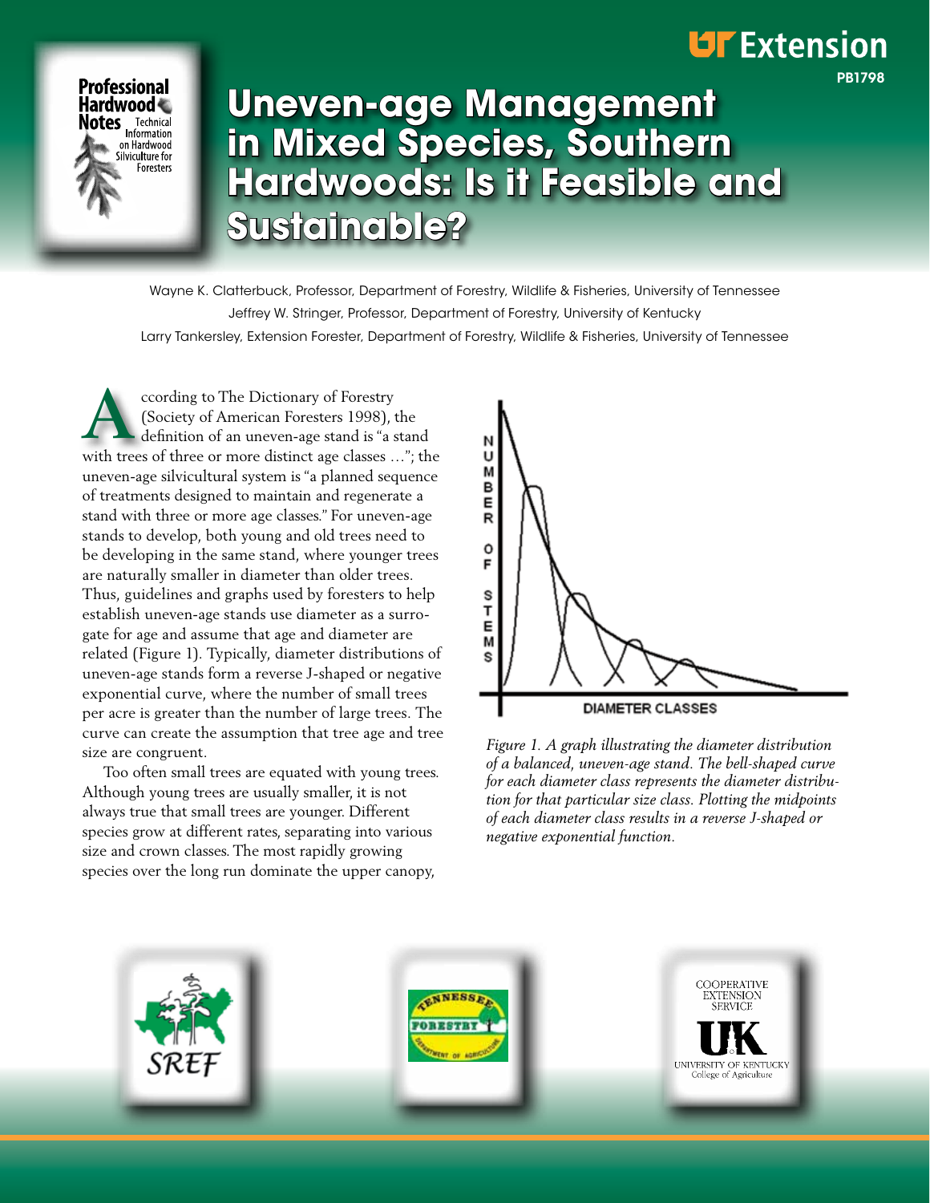UT Extension

PB1798

Professional Hardwood Notes — Technical Information on Hardwood Silviculture for Foresters

# Uneven-age Management in Mixed Species, Southern Hardwoods: Is it Feasible and Sustainable?

Wayne K. Clatterbuck, Professor, Department of Forestry, Wildlife & Fisheries, University of Tennessee
Jeffrey W. Stringer, Professor, Department of Forestry, University of Kentucky
Larry Tankersley, Extension Forester, Department of Forestry, Wildlife & Fisheries, University of Tennessee

According to The Dictionary of Forestry (Society of American Foresters 1998), the definition of an uneven-age stand is "a stand with trees of three or more distinct age classes …"; the uneven-age silvicultural system is "a planned sequence of treatments designed to maintain and regenerate a stand with three or more age classes." For uneven-age stands to develop, both young and old trees need to be developing in the same stand, where younger trees are naturally smaller in diameter than older trees. Thus, guidelines and graphs used by foresters to help establish uneven-age stands use diameter as a surrogate for age and assume that age and diameter are related (Figure 1). Typically, diameter distributions of uneven-age stands form a reverse J-shaped or negative exponential curve, where the number of small trees per acre is greater than the number of large trees. The curve can create the assumption that tree age and tree size are congruent.

Too often small trees are equated with young trees. Although young trees are usually smaller, it is not always true that small trees are younger. Different species grow at different rates, separating into various size and crown classes. The most rapidly growing species over the long run dominate the upper canopy,

*Figure 1. A graph illustrating the diameter distribution of a balanced, uneven-age stand. The bell-shaped curve for each diameter class represents the diameter distribution for that particular size class. Plotting the midpoints of each diameter class results in a reverse J-shaped or negative exponential function.*

SREF — Tennessee Forestry, Department of Agriculture — Cooperative Extension Service, UK University of Kentucky College of Agriculture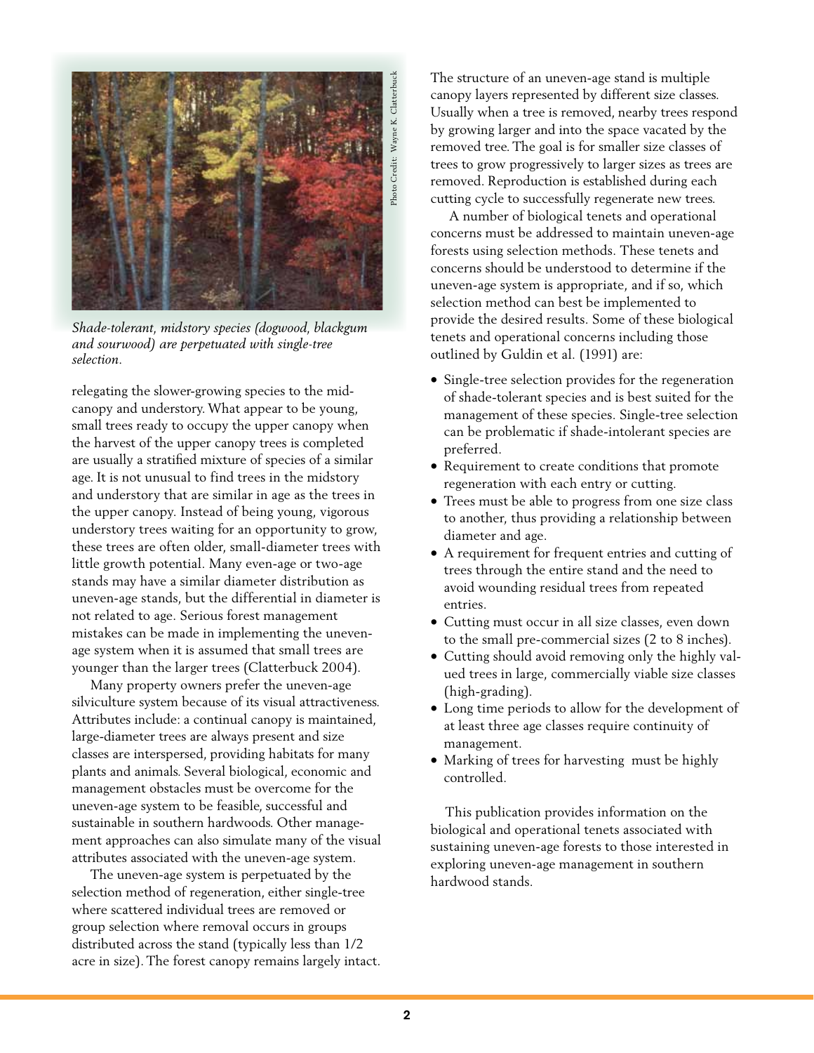*Shade-tolerant, midstory species (dogwood, blackgum and sourwood) are perpetuated with single-tree selection.*

Photo Credit: Wayne K. Clatterbuck

relegating the slower-growing species to the mid-canopy and understory. What appear to be young, small trees ready to occupy the upper canopy when the harvest of the upper canopy trees is completed are usually a stratified mixture of species of a similar age. It is not unusual to find trees in the midstory and understory that are similar in age as the trees in the upper canopy. Instead of being young, vigorous understory trees waiting for an opportunity to grow, these trees are often older, small-diameter trees with little growth potential. Many even-age or two-age stands may have a similar diameter distribution as uneven-age stands, but the differential in diameter is not related to age. Serious forest management mistakes can be made in implementing the uneven-age system when it is assumed that small trees are younger than the larger trees (Clatterbuck 2004).

Many property owners prefer the uneven-age silviculture system because of its visual attractiveness. Attributes include: a continual canopy is maintained, large-diameter trees are always present and size classes are interspersed, providing habitats for many plants and animals. Several biological, economic and management obstacles must be overcome for the uneven-age system to be feasible, successful and sustainable in southern hardwoods. Other management approaches can also simulate many of the visual attributes associated with the uneven-age system.

The uneven-age system is perpetuated by the selection method of regeneration, either single-tree where scattered individual trees are removed or group selection where removal occurs in groups distributed across the stand (typically less than 1/2 acre in size). The forest canopy remains largely intact. The structure of an uneven-age stand is multiple canopy layers represented by different size classes. Usually when a tree is removed, nearby trees respond by growing larger and into the space vacated by the removed tree. The goal is for smaller size classes of trees to grow progressively to larger sizes as trees are removed. Reproduction is established during each cutting cycle to successfully regenerate new trees.

A number of biological tenets and operational concerns must be addressed to maintain uneven-age forests using selection methods. These tenets and concerns should be understood to determine if the uneven-age system is appropriate, and if so, which selection method can best be implemented to provide the desired results. Some of these biological tenets and operational concerns including those outlined by Guldin et al. (1991) are:

- Single-tree selection provides for the regeneration of shade-tolerant species and is best suited for the management of these species. Single-tree selection can be problematic if shade-intolerant species are preferred.
- Requirement to create conditions that promote regeneration with each entry or cutting.
- Trees must be able to progress from one size class to another, thus providing a relationship between diameter and age.
- A requirement for frequent entries and cutting of trees through the entire stand and the need to avoid wounding residual trees from repeated entries.
- Cutting must occur in all size classes, even down to the small pre-commercial sizes (2 to 8 inches).
- Cutting should avoid removing only the highly valued trees in large, commercially viable size classes (high-grading).
- Long time periods to allow for the development of at least three age classes require continuity of management.
- Marking of trees for harvesting must be highly controlled.

This publication provides information on the biological and operational tenets associated with sustaining uneven-age forests to those interested in exploring uneven-age management in southern hardwood stands.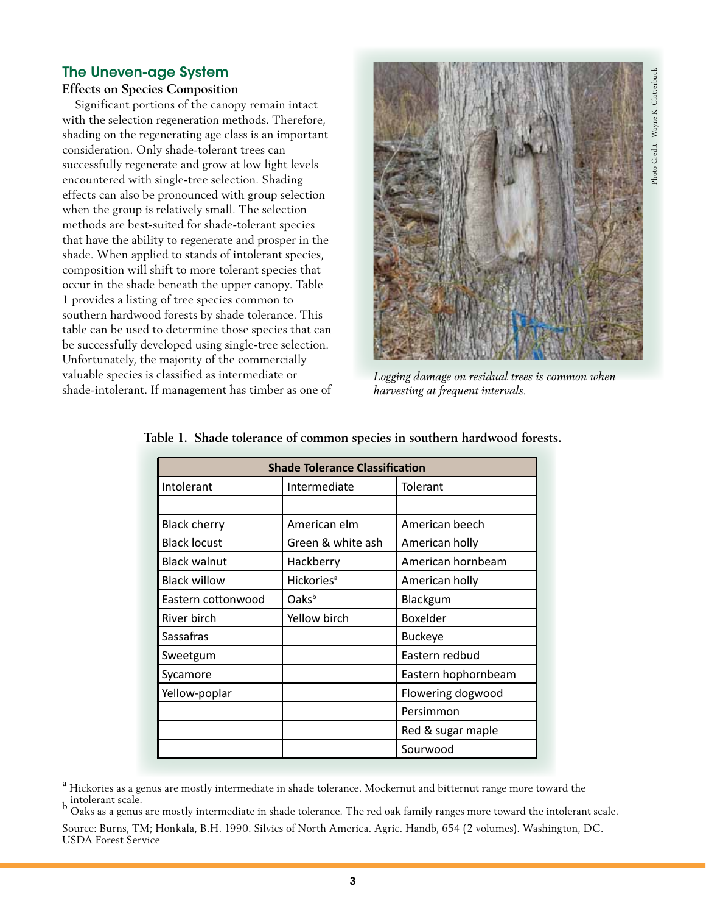## The Uneven-age System

### Effects on Species Composition

Significant portions of the canopy remain intact with the selection regeneration methods. Therefore, shading on the regenerating age class is an important consideration. Only shade-tolerant trees can successfully regenerate and grow at low light levels encountered with single-tree selection. Shading effects can also be pronounced with group selection when the group is relatively small. The selection methods are best-suited for shade-tolerant species that have the ability to regenerate and prosper in the shade. When applied to stands of intolerant species, composition will shift to more tolerant species that occur in the shade beneath the upper canopy. Table 1 provides a listing of tree species common to southern hardwood forests by shade tolerance. This table can be used to determine those species that can be successfully developed using single-tree selection. Unfortunately, the majority of the commercially valuable species is classified as intermediate or shade-intolerant. If management has timber as one of

*Logging damage on residual trees is common when harvesting at frequent intervals.*

Photo Credit: Wayne K. Clatterbuck

**Table 1. Shade tolerance of common species in southern hardwood forests.**

| Shade Tolerance Classification | | |
|---|---|---|
| Intolerant | Intermediate | Tolerant |
| | | |
| Black cherry | American elm | American beech |
| Black locust | Green & white ash | American holly |
| Black walnut | Hackberry | American hornbeam |
| Black willow | Hickories[a] | American holly |
| Eastern cottonwood | Oaks[b] | Blackgum |
| River birch | Yellow birch | Boxelder |
| Sassafras | | Buckeye |
| Sweetgum | | Eastern redbud |
| Sycamore | | Eastern hophornbeam |
| Yellow-poplar | | Flowering dogwood |
| | | Persimmon |
| | | Red & sugar maple |
| | | Sourwood |

[a] Hickories as a genus are mostly intermediate in shade tolerance. Mockernut and bitternut range more toward the intolerant scale.

[b] Oaks as a genus are mostly intermediate in shade tolerance. The red oak family ranges more toward the intolerant scale.

Source: Burns, TM; Honkala, B.H. 1990. Silvics of North America. Agric. Handb, 654 (2 volumes). Washington, DC. USDA Forest Service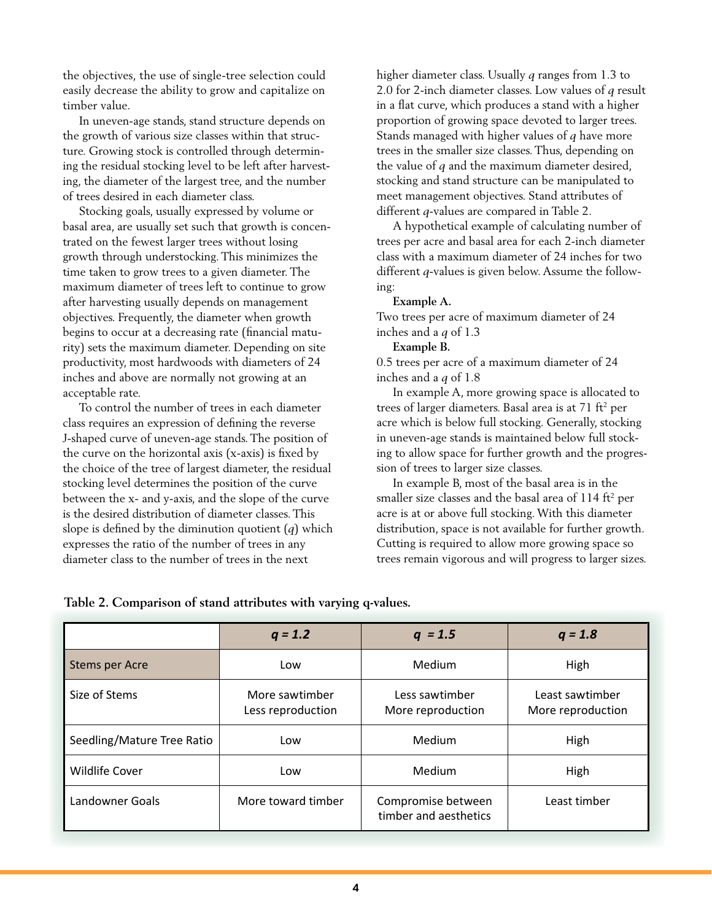the objectives, the use of single-tree selection could easily decrease the ability to grow and capitalize on timber value.

In uneven-age stands, stand structure depends on the growth of various size classes within that structure. Growing stock is controlled through determining the residual stocking level to be left after harvesting, the diameter of the largest tree, and the number of trees desired in each diameter class.

Stocking goals, usually expressed by volume or basal area, are usually set such that growth is concentrated on the fewest larger trees without losing growth through understocking. This minimizes the time taken to grow trees to a given diameter. The maximum diameter of trees left to continue to grow after harvesting usually depends on management objectives. Frequently, the diameter when growth begins to occur at a decreasing rate (financial maturity) sets the maximum diameter. Depending on site productivity, most hardwoods with diameters of 24 inches and above are normally not growing at an acceptable rate.

To control the number of trees in each diameter class requires an expression of defining the reverse J-shaped curve of uneven-age stands. The position of the curve on the horizontal axis (x-axis) is fixed by the choice of the tree of largest diameter, the residual stocking level determines the position of the curve between the x- and y-axis, and the slope of the curve is the desired distribution of diameter classes. This slope is defined by the diminution quotient ($q$) which expresses the ratio of the number of trees in any diameter class to the number of trees in the next higher diameter class. Usually $q$ ranges from 1.3 to 2.0 for 2-inch diameter classes. Low values of $q$ result in a flat curve, which produces a stand with a higher proportion of growing space devoted to larger trees. Stands managed with higher values of $q$ have more trees in the smaller size classes. Thus, depending on the value of $q$ and the maximum diameter desired, stocking and stand structure can be manipulated to meet management objectives. Stand attributes of different $q$-values are compared in Table 2.

A hypothetical example of calculating number of trees per acre and basal area for each 2-inch diameter class with a maximum diameter of 24 inches for two different $q$-values is given below. Assume the following:

**Example A.**

Two trees per acre of maximum diameter of 24 inches and a $q$ of 1.3

**Example B.**

0.5 trees per acre of a maximum diameter of 24 inches and a $q$ of 1.8

In example A, more growing space is allocated to trees of larger diameters. Basal area is at 71 $ft^2$ per acre which is below full stocking. Generally, stocking in uneven-age stands is maintained below full stocking to allow space for further growth and the progression of trees to larger size classes.

In example B, most of the basal area is in the smaller size classes and the basal area of 114 $ft^2$ per acre is at or above full stocking. With this diameter distribution, space is not available for further growth. Cutting is required to allow more growing space so trees remain vigorous and will progress to larger sizes.

**Table 2. Comparison of stand attributes with varying q-values.**

| | *q = 1.2* | *q = 1.5* | *q = 1.8* |
|---|---|---|---|
| Stems per Acre | Low | Medium | High |
| Size of Stems | More sawtimber<br>Less reproduction | Less sawtimber<br>More reproduction | Least sawtimber<br>More reproduction |
| Seedling/Mature Tree Ratio | Low | Medium | High |
| Wildlife Cover | Low | Medium | High |
| Landowner Goals | More toward timber | Compromise between timber and aesthetics | Least timber |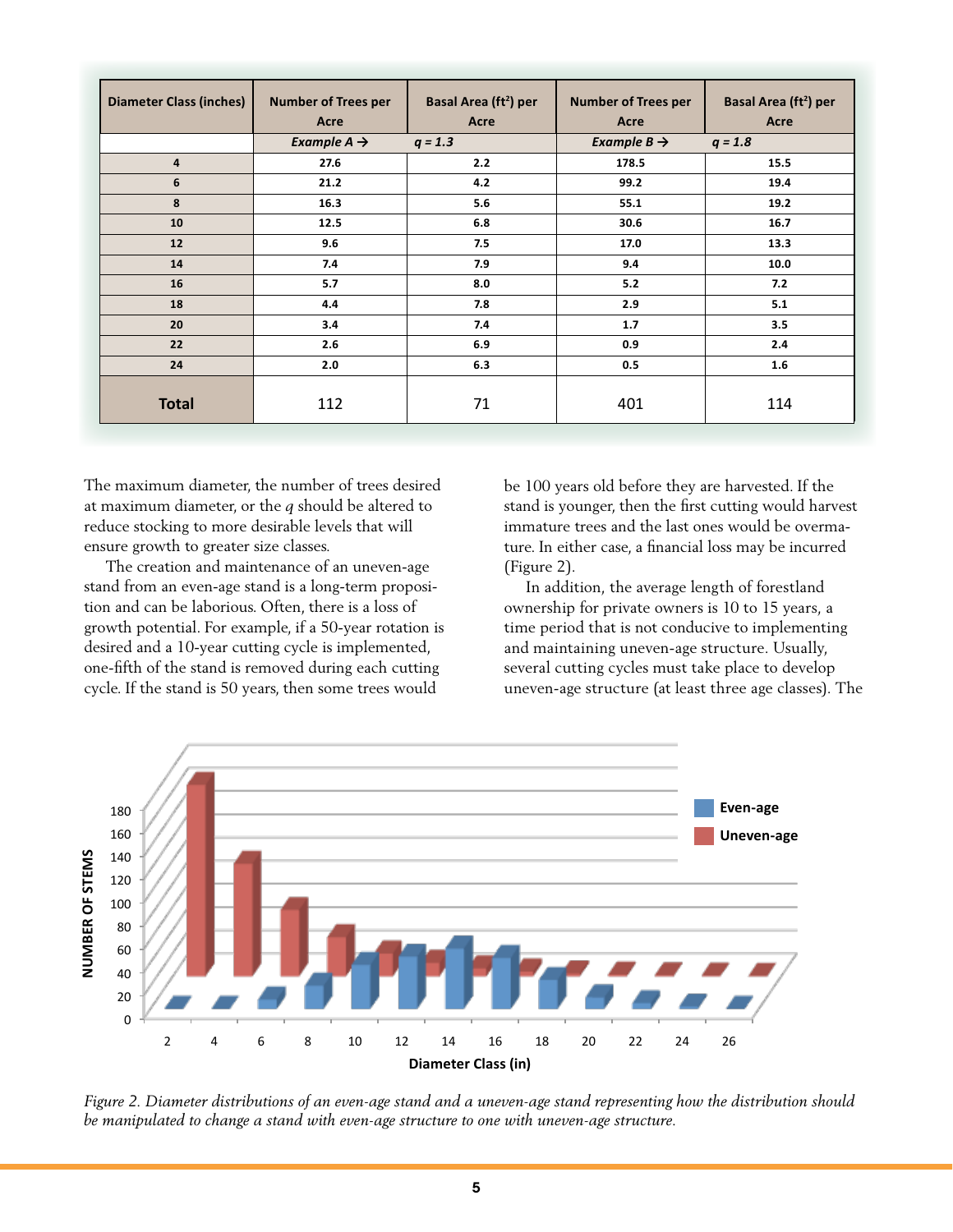| Diameter Class (inches) | Number of Trees per Acre | Basal Area ($ft^2$) per Acre | Number of Trees per Acre | Basal Area ($ft^2$) per Acre |
|---|---|---|---|---|
| | ***Example A →*** | ***q = 1.3*** | ***Example B →*** | ***q = 1.8*** |
| 4 | 27.6 | 2.2 | 178.5 | 15.5 |
| 6 | 21.2 | 4.2 | 99.2 | 19.4 |
| 8 | 16.3 | 5.6 | 55.1 | 19.2 |
| 10 | 12.5 | 6.8 | 30.6 | 16.7 |
| 12 | 9.6 | 7.5 | 17.0 | 13.3 |
| 14 | 7.4 | 7.9 | 9.4 | 10.0 |
| 16 | 5.7 | 8.0 | 5.2 | 7.2 |
| 18 | 4.4 | 7.8 | 2.9 | 5.1 |
| 20 | 3.4 | 7.4 | 1.7 | 3.5 |
| 22 | 2.6 | 6.9 | 0.9 | 2.4 |
| 24 | 2.0 | 6.3 | 0.5 | 1.6 |
| **Total** | 112 | 71 | 401 | 114 |

The maximum diameter, the number of trees desired at maximum diameter, or the *q* should be altered to reduce stocking to more desirable levels that will ensure growth to greater size classes.

The creation and maintenance of an uneven-age stand from an even-age stand is a long-term proposition and can be laborious. Often, there is a loss of growth potential. For example, if a 50-year rotation is desired and a 10-year cutting cycle is implemented, one-fifth of the stand is removed during each cutting cycle. If the stand is 50 years, then some trees would be 100 years old before they are harvested. If the stand is younger, then the first cutting would harvest immature trees and the last ones would be overmature. In either case, a financial loss may be incurred (Figure 2).

In addition, the average length of forestland ownership for private owners is 10 to 15 years, a time period that is not conducive to implementing and maintaining uneven-age structure. Usually, several cutting cycles must take place to develop uneven-age structure (at least three age classes). The

*Figure 2. Diameter distributions of an even-age stand and a uneven-age stand representing how the distribution should be manipulated to change a stand with even-age structure to one with uneven-age structure.*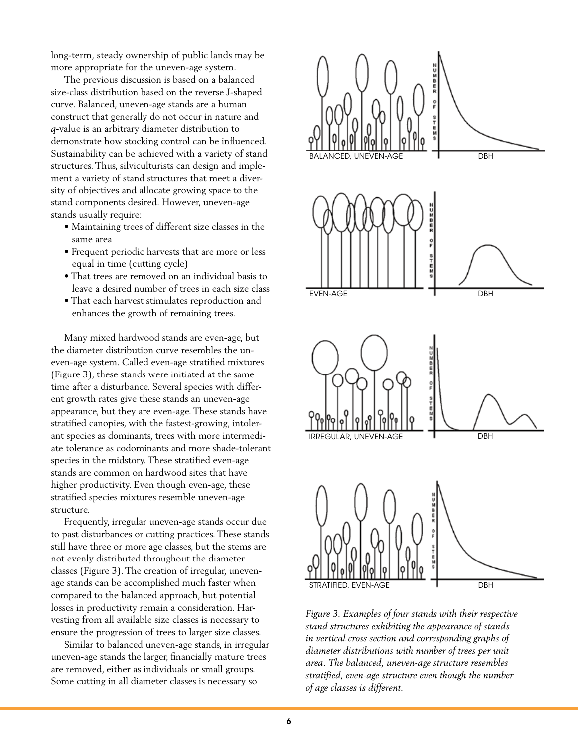long-term, steady ownership of public lands may be more appropriate for the uneven-age system.

The previous discussion is based on a balanced size-class distribution based on the reverse J-shaped curve. Balanced, uneven-age stands are a human construct that generally do not occur in nature and *q*-value is an arbitrary diameter distribution to demonstrate how stocking control can be influenced. Sustainability can be achieved with a variety of stand structures. Thus, silviculturists can design and implement a variety of stand structures that meet a diversity of objectives and allocate growing space to the stand components desired. However, uneven-age stands usually require:

- Maintaining trees of different size classes in the same area
- Frequent periodic harvests that are more or less equal in time (cutting cycle)
- That trees are removed on an individual basis to leave a desired number of trees in each size class
- That each harvest stimulates reproduction and enhances the growth of remaining trees.

Many mixed hardwood stands are even-age, but the diameter distribution curve resembles the uneven-age system. Called even-age stratified mixtures (Figure 3), these stands were initiated at the same time after a disturbance. Several species with different growth rates give these stands an uneven-age appearance, but they are even-age. These stands have stratified canopies, with the fastest-growing, intolerant species as dominants, trees with more intermediate tolerance as codominants and more shade-tolerant species in the midstory. These stratified even-age stands are common on hardwood sites that have higher productivity. Even though even-age, these stratified species mixtures resemble uneven-age structure.

Frequently, irregular uneven-age stands occur due to past disturbances or cutting practices. These stands still have three or more age classes, but the stems are not evenly distributed throughout the diameter classes (Figure 3). The creation of irregular, uneven-age stands can be accomplished much faster when compared to the balanced approach, but potential losses in productivity remain a consideration. Harvesting from all available size classes is necessary to ensure the progression of trees to larger size classes.

Similar to balanced uneven-age stands, in irregular uneven-age stands the larger, financially mature trees are removed, either as individuals or small groups. Some cutting in all diameter classes is necessary so

BALANCED, UNEVEN-AGE — NUMBER OF STEMS — DBH

EVEN-AGE — NUMBER OF STEMS — DBH

IRREGULAR, UNEVEN-AGE — NUMBER OF STEMS — DBH

STRATIFIED, EVEN-AGE — NUMBER OF STEMS — DBH

*Figure 3. Examples of four stands with their respective stand structures exhibiting the appearance of stands in vertical cross section and corresponding graphs of diameter distributions with number of trees per unit area. The balanced, uneven-age structure resembles stratified, even-age structure even though the number of age classes is different.*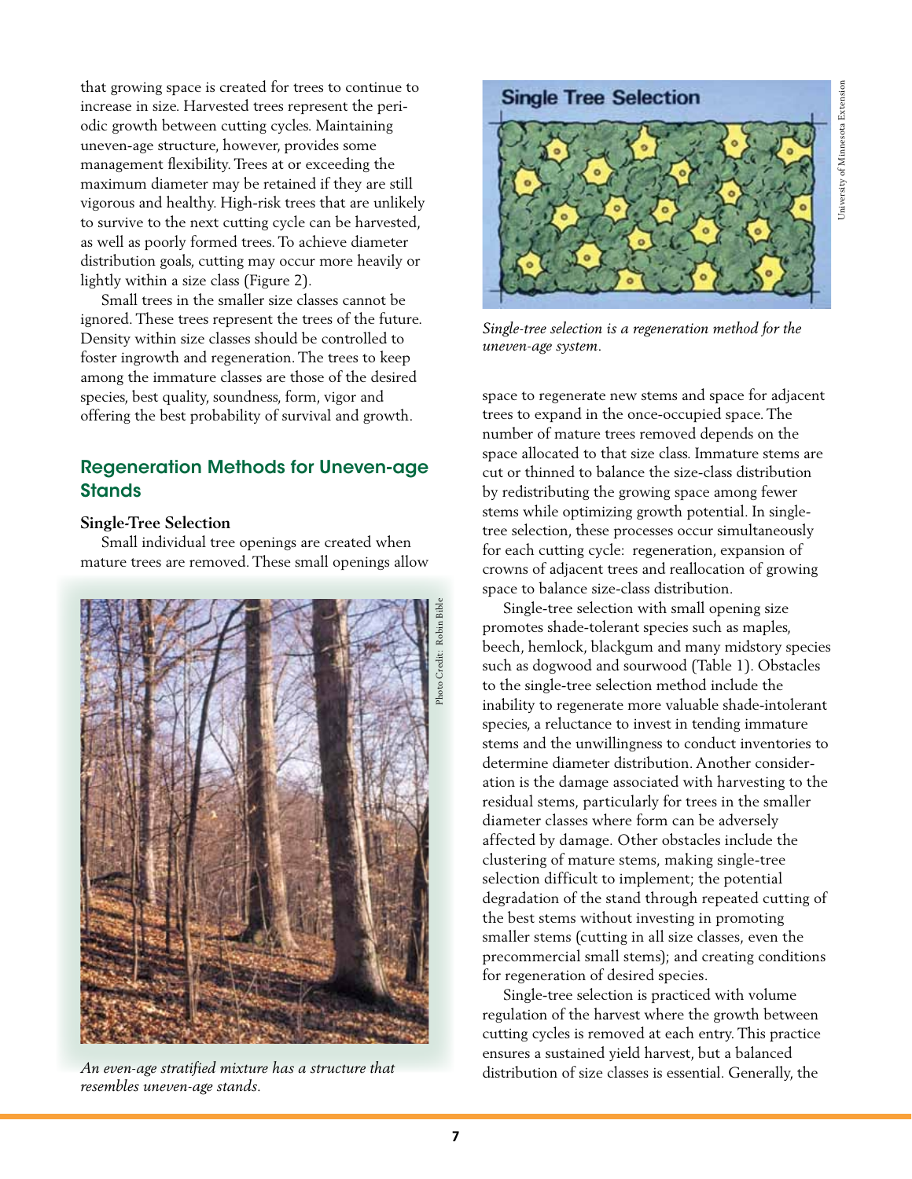that growing space is created for trees to continue to increase in size. Harvested trees represent the periodic growth between cutting cycles. Maintaining uneven-age structure, however, provides some management flexibility. Trees at or exceeding the maximum diameter may be retained if they are still vigorous and healthy. High-risk trees that are unlikely to survive to the next cutting cycle can be harvested, as well as poorly formed trees. To achieve diameter distribution goals, cutting may occur more heavily or lightly within a size class (Figure 2).

Small trees in the smaller size classes cannot be ignored. These trees represent the trees of the future. Density within size classes should be controlled to foster ingrowth and regeneration. The trees to keep among the immature classes are those of the desired species, best quality, soundness, form, vigor and offering the best probability of survival and growth.

## Regeneration Methods for Uneven-age Stands

### Single-Tree Selection

Small individual tree openings are created when mature trees are removed. These small openings allow space to regenerate new stems and space for adjacent trees to expand in the once-occupied space. The number of mature trees removed depends on the space allocated to that size class. Immature stems are cut or thinned to balance the size-class distribution by redistributing the growing space among fewer stems while optimizing growth potential. In single-tree selection, these processes occur simultaneously for each cutting cycle: regeneration, expansion of crowns of adjacent trees and reallocation of growing space to balance size-class distribution.

*An even-age stratified mixture has a structure that resembles uneven-age stands.*

*Single-tree selection is a regeneration method for the uneven-age system.*

Single-tree selection with small opening size promotes shade-tolerant species such as maples, beech, hemlock, blackgum and many midstory species such as dogwood and sourwood (Table 1). Obstacles to the single-tree selection method include the inability to regenerate more valuable shade-intolerant species, a reluctance to invest in tending immature stems and the unwillingness to conduct inventories to determine diameter distribution. Another consideration is the damage associated with harvesting to the residual stems, particularly for trees in the smaller diameter classes where form can be adversely affected by damage. Other obstacles include the clustering of mature stems, making single-tree selection difficult to implement; the potential degradation of the stand through repeated cutting of the best stems without investing in promoting smaller stems (cutting in all size classes, even the precommercial small stems); and creating conditions for regeneration of desired species.

Single-tree selection is practiced with volume regulation of the harvest where the growth between cutting cycles is removed at each entry. This practice ensures a sustained yield harvest, but a balanced distribution of size classes is essential. Generally, the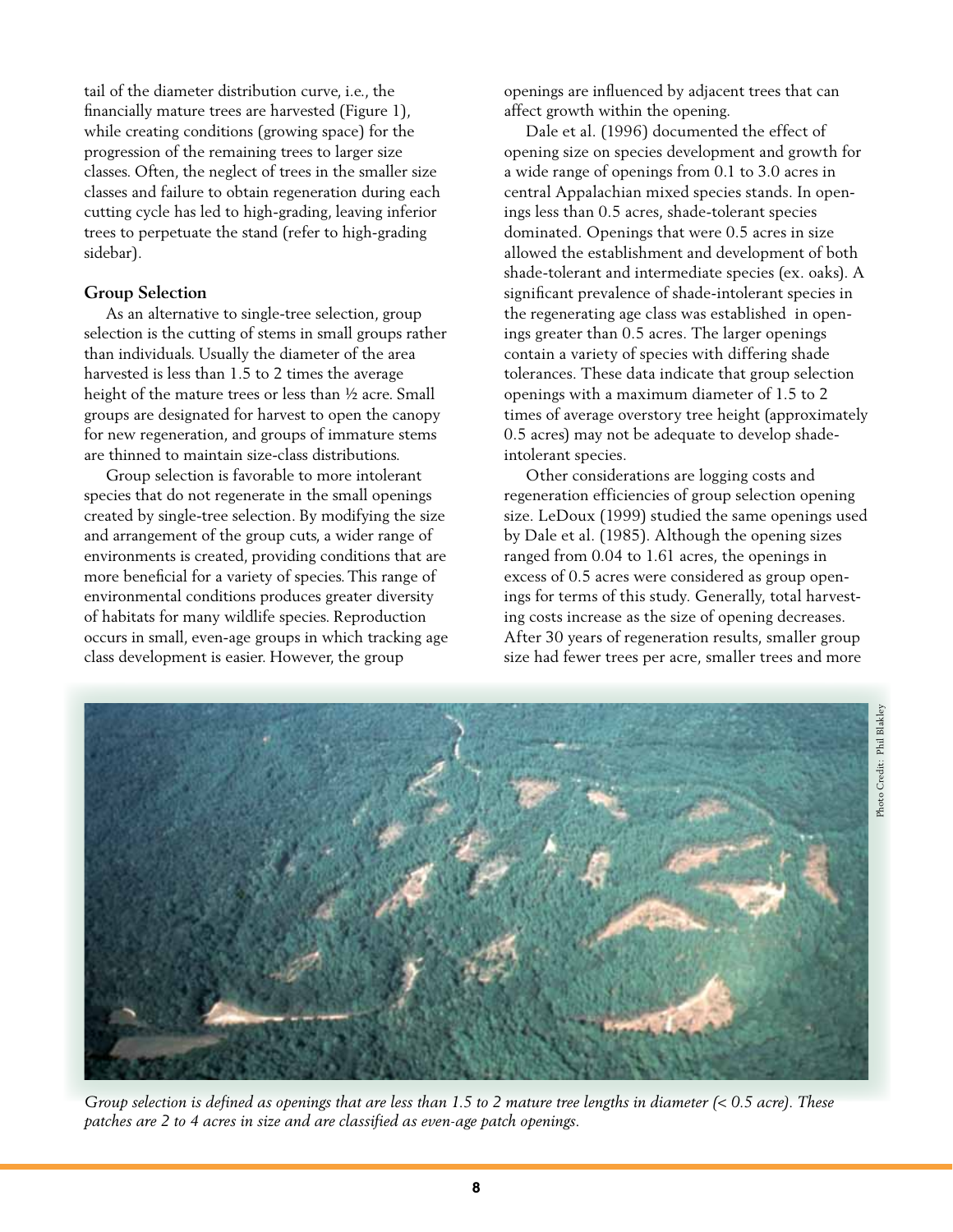tail of the diameter distribution curve, i.e., the financially mature trees are harvested (Figure 1), while creating conditions (growing space) for the progression of the remaining trees to larger size classes. Often, the neglect of trees in the smaller size classes and failure to obtain regeneration during each cutting cycle has led to high-grading, leaving inferior trees to perpetuate the stand (refer to high-grading sidebar).

### Group Selection

As an alternative to single-tree selection, group selection is the cutting of stems in small groups rather than individuals. Usually the diameter of the area harvested is less than 1.5 to 2 times the average height of the mature trees or less than ½ acre. Small groups are designated for harvest to open the canopy for new regeneration, and groups of immature stems are thinned to maintain size-class distributions.

Group selection is favorable to more intolerant species that do not regenerate in the small openings created by single-tree selection. By modifying the size and arrangement of the group cuts, a wider range of environments is created, providing conditions that are more beneficial for a variety of species. This range of environmental conditions produces greater diversity of habitats for many wildlife species. Reproduction occurs in small, even-age groups in which tracking age class development is easier. However, the group openings are influenced by adjacent trees that can affect growth within the opening.

Dale et al. (1996) documented the effect of opening size on species development and growth for a wide range of openings from 0.1 to 3.0 acres in central Appalachian mixed species stands. In openings less than 0.5 acres, shade-tolerant species dominated. Openings that were 0.5 acres in size allowed the establishment and development of both shade-tolerant and intermediate species (ex. oaks). A significant prevalence of shade-intolerant species in the regenerating age class was established in openings greater than 0.5 acres. The larger openings contain a variety of species with differing shade tolerances. These data indicate that group selection openings with a maximum diameter of 1.5 to 2 times of average overstory tree height (approximately 0.5 acres) may not be adequate to develop shade-intolerant species.

Other considerations are logging costs and regeneration efficiencies of group selection opening size. LeDoux (1999) studied the same openings used by Dale et al. (1985). Although the opening sizes ranged from 0.04 to 1.61 acres, the openings in excess of 0.5 acres were considered as group openings for terms of this study. Generally, total harvesting costs increase as the size of opening decreases. After 30 years of regeneration results, smaller group size had fewer trees per acre, smaller trees and more

Photo Credit: Phil Blakley

*Group selection is defined as openings that are less than 1.5 to 2 mature tree lengths in diameter (< 0.5 acre). These patches are 2 to 4 acres in size and are classified as even-age patch openings.*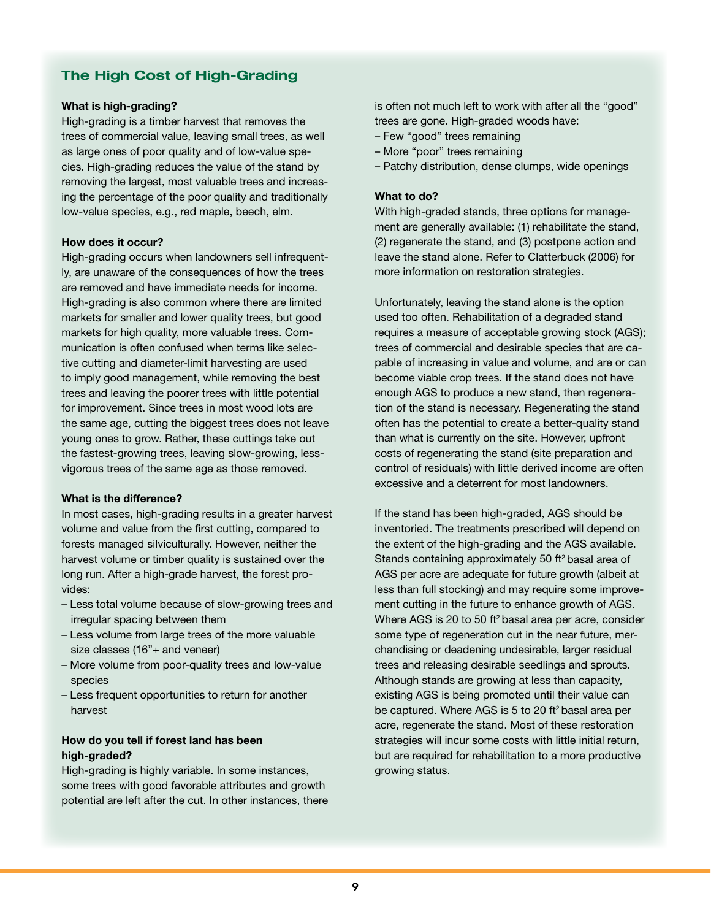## The High Cost of High-Grading

**What is high-grading?**

High-grading is a timber harvest that removes the trees of commercial value, leaving small trees, as well as large ones of poor quality and of low-value species. High-grading reduces the value of the stand by removing the largest, most valuable trees and increasing the percentage of the poor quality and traditionally low-value species, e.g., red maple, beech, elm.

**How does it occur?**

High-grading occurs when landowners sell infrequently, are unaware of the consequences of how the trees are removed and have immediate needs for income. High-grading is also common where there are limited markets for smaller and lower quality trees, but good markets for high quality, more valuable trees. Communication is often confused when terms like selective cutting and diameter-limit harvesting are used to imply good management, while removing the best trees and leaving the poorer trees with little potential for improvement. Since trees in most wood lots are the same age, cutting the biggest trees does not leave young ones to grow. Rather, these cuttings take out the fastest-growing trees, leaving slow-growing, less-vigorous trees of the same age as those removed.

**What is the difference?**

In most cases, high-grading results in a greater harvest volume and value from the first cutting, compared to forests managed silviculturally. However, neither the harvest volume or timber quality is sustained over the long run. After a high-grade harvest, the forest provides:

- Less total volume because of slow-growing trees and irregular spacing between them
- Less volume from large trees of the more valuable size classes (16"+ and veneer)
- More volume from poor-quality trees and low-value species
- Less frequent opportunities to return for another harvest

**How do you tell if forest land has been high-graded?**

High-grading is highly variable. In some instances, some trees with good favorable attributes and growth potential are left after the cut. In other instances, there is often not much left to work with after all the "good" trees are gone. High-graded woods have:

- Few "good" trees remaining
- More "poor" trees remaining
- Patchy distribution, dense clumps, wide openings

**What to do?**

With high-graded stands, three options for management are generally available: (1) rehabilitate the stand, (2) regenerate the stand, and (3) postpone action and leave the stand alone. Refer to Clatterbuck (2006) for more information on restoration strategies.

Unfortunately, leaving the stand alone is the option used too often. Rehabilitation of a degraded stand requires a measure of acceptable growing stock (AGS); trees of commercial and desirable species that are capable of increasing in value and volume, and are or can become viable crop trees. If the stand does not have enough AGS to produce a new stand, then regeneration of the stand is necessary. Regenerating the stand often has the potential to create a better-quality stand than what is currently on the site. However, upfront costs of regenerating the stand (site preparation and control of residuals) with little derived income are often excessive and a deterrent for most landowners.

If the stand has been high-graded, AGS should be inventoried. The treatments prescribed will depend on the extent of the high-grading and the AGS available. Stands containing approximately 50 $ft^2$ basal area of AGS per acre are adequate for future growth (albeit at less than full stocking) and may require some improvement cutting in the future to enhance growth of AGS. Where AGS is 20 to 50 $ft^2$ basal area per acre, consider some type of regeneration cut in the near future, merchandising or deadening undesirable, larger residual trees and releasing desirable seedlings and sprouts. Although stands are growing at less than capacity, existing AGS is being promoted until their value can be captured. Where AGS is 5 to 20 $ft^2$ basal area per acre, regenerate the stand. Most of these restoration strategies will incur some costs with little initial return, but are required for rehabilitation to a more productive growing status.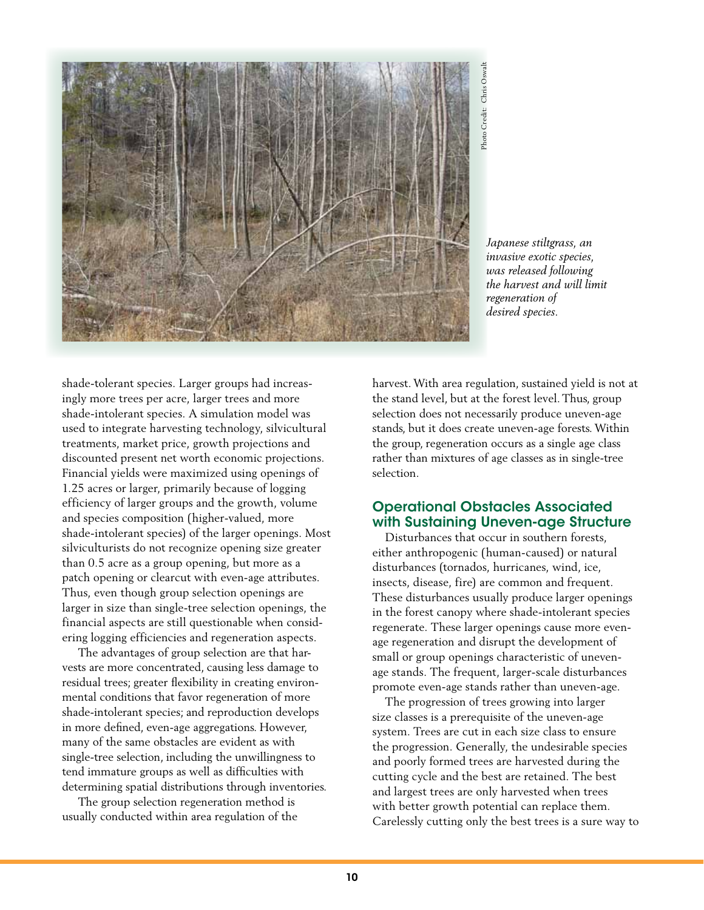Japanese stiltgrass, an invasive exotic species, was released following the harvest and will limit regeneration of desired species.

shade-tolerant species. Larger groups had increasingly more trees per acre, larger trees and more shade-intolerant species. A simulation model was used to integrate harvesting technology, silvicultural treatments, market price, growth projections and discounted present net worth economic projections. Financial yields were maximized using openings of 1.25 acres or larger, primarily because of logging efficiency of larger groups and the growth, volume and species composition (higher-valued, more shade-intolerant species) of the larger openings. Most silviculturists do not recognize opening size greater than 0.5 acre as a group opening, but more as a patch opening or clearcut with even-age attributes. Thus, even though group selection openings are larger in size than single-tree selection openings, the financial aspects are still questionable when considering logging efficiencies and regeneration aspects.

The advantages of group selection are that harvests are more concentrated, causing less damage to residual trees; greater flexibility in creating environmental conditions that favor regeneration of more shade-intolerant species; and reproduction develops in more defined, even-age aggregations. However, many of the same obstacles are evident as with single-tree selection, including the unwillingness to tend immature groups as well as difficulties with determining spatial distributions through inventories.

The group selection regeneration method is usually conducted within area regulation of the harvest. With area regulation, sustained yield is not at the stand level, but at the forest level. Thus, group selection does not necessarily produce uneven-age stands, but it does create uneven-age forests. Within the group, regeneration occurs as a single age class rather than mixtures of age classes as in single-tree selection.

## Operational Obstacles Associated with Sustaining Uneven-age Structure

Disturbances that occur in southern forests, either anthropogenic (human-caused) or natural disturbances (tornados, hurricanes, wind, ice, insects, disease, fire) are common and frequent. These disturbances usually produce larger openings in the forest canopy where shade-intolerant species regenerate. These larger openings cause more even-age regeneration and disrupt the development of small or group openings characteristic of uneven-age stands. The frequent, larger-scale disturbances promote even-age stands rather than uneven-age.

The progression of trees growing into larger size classes is a prerequisite of the uneven-age system. Trees are cut in each size class to ensure the progression. Generally, the undesirable species and poorly formed trees are harvested during the cutting cycle and the best are retained. The best and largest trees are only harvested when trees with better growth potential can replace them. Carelessly cutting only the best trees is a sure way to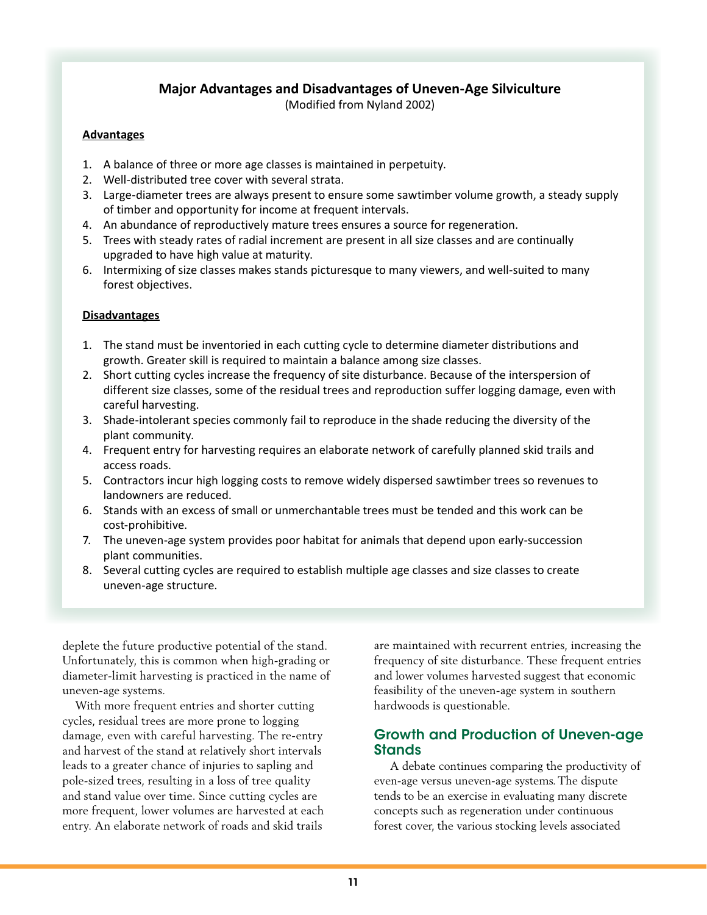## Major Advantages and Disadvantages of Uneven-Age Silviculture

(Modified from Nyland 2002)

**Advantages**

1. A balance of three or more age classes is maintained in perpetuity.
2. Well-distributed tree cover with several strata.
3. Large-diameter trees are always present to ensure some sawtimber volume growth, a steady supply of timber and opportunity for income at frequent intervals.
4. An abundance of reproductively mature trees ensures a source for regeneration.
5. Trees with steady rates of radial increment are present in all size classes and are continually upgraded to have high value at maturity.
6. Intermixing of size classes makes stands picturesque to many viewers, and well-suited to many forest objectives.

**Disadvantages**

1. The stand must be inventoried in each cutting cycle to determine diameter distributions and growth. Greater skill is required to maintain a balance among size classes.
2. Short cutting cycles increase the frequency of site disturbance. Because of the interspersion of different size classes, some of the residual trees and reproduction suffer logging damage, even with careful harvesting.
3. Shade-intolerant species commonly fail to reproduce in the shade reducing the diversity of the plant community.
4. Frequent entry for harvesting requires an elaborate network of carefully planned skid trails and access roads.
5. Contractors incur high logging costs to remove widely dispersed sawtimber trees so revenues to landowners are reduced.
6. Stands with an excess of small or unmerchantable trees must be tended and this work can be cost-prohibitive.
7. The uneven-age system provides poor habitat for animals that depend upon early-succession plant communities.
8. Several cutting cycles are required to establish multiple age classes and size classes to create uneven-age structure.

deplete the future productive potential of the stand. Unfortunately, this is common when high-grading or diameter-limit harvesting is practiced in the name of uneven-age systems.

With more frequent entries and shorter cutting cycles, residual trees are more prone to logging damage, even with careful harvesting. The re-entry and harvest of the stand at relatively short intervals leads to a greater chance of injuries to sapling and pole-sized trees, resulting in a loss of tree quality and stand value over time. Since cutting cycles are more frequent, lower volumes are harvested at each entry. An elaborate network of roads and skid trails are maintained with recurrent entries, increasing the frequency of site disturbance. These frequent entries and lower volumes harvested suggest that economic feasibility of the uneven-age system in southern hardwoods is questionable.

## Growth and Production of Uneven-age Stands

A debate continues comparing the productivity of even-age versus uneven-age systems. The dispute tends to be an exercise in evaluating many discrete concepts such as regeneration under continuous forest cover, the various stocking levels associated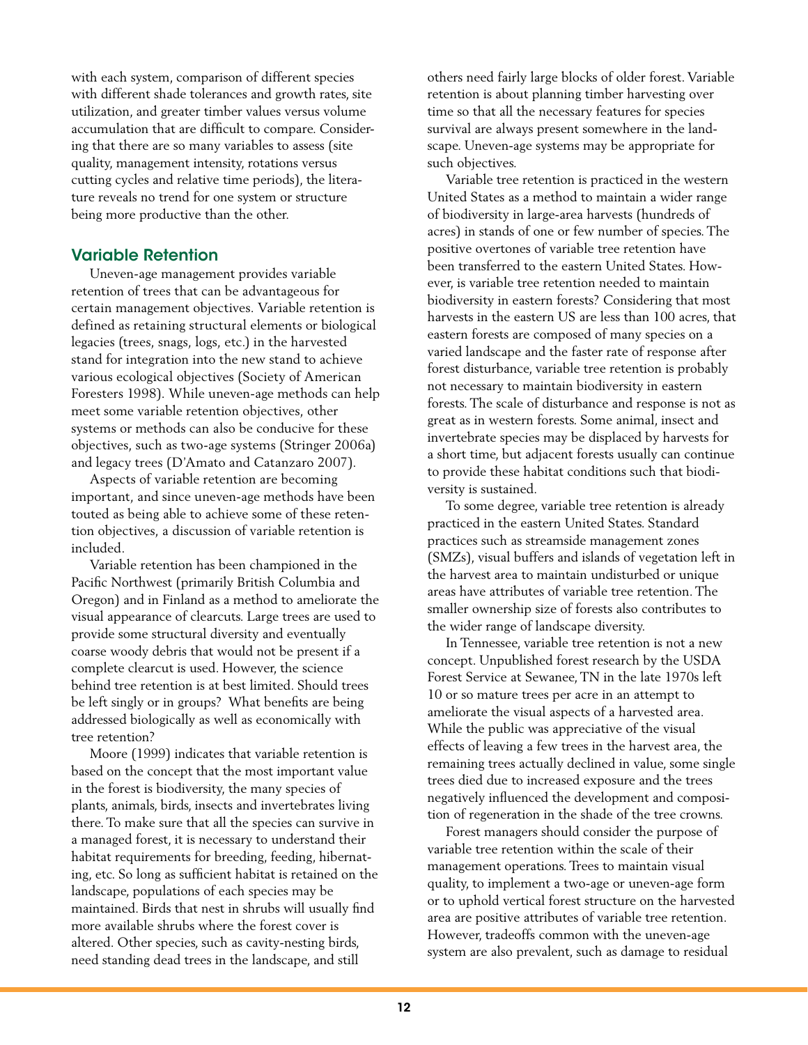with each system, comparison of different species with different shade tolerances and growth rates, site utilization, and greater timber values versus volume accumulation that are difficult to compare. Considering that there are so many variables to assess (site quality, management intensity, rotations versus cutting cycles and relative time periods), the literature reveals no trend for one system or structure being more productive than the other.

## Variable Retention

Uneven-age management provides variable retention of trees that can be advantageous for certain management objectives. Variable retention is defined as retaining structural elements or biological legacies (trees, snags, logs, etc.) in the harvested stand for integration into the new stand to achieve various ecological objectives (Society of American Foresters 1998). While uneven-age methods can help meet some variable retention objectives, other systems or methods can also be conducive for these objectives, such as two-age systems (Stringer 2006a) and legacy trees (D'Amato and Catanzaro 2007).

Aspects of variable retention are becoming important, and since uneven-age methods have been touted as being able to achieve some of these retention objectives, a discussion of variable retention is included.

Variable retention has been championed in the Pacific Northwest (primarily British Columbia and Oregon) and in Finland as a method to ameliorate the visual appearance of clearcuts. Large trees are used to provide some structural diversity and eventually coarse woody debris that would not be present if a complete clearcut is used. However, the science behind tree retention is at best limited. Should trees be left singly or in groups? What benefits are being addressed biologically as well as economically with tree retention?

Moore (1999) indicates that variable retention is based on the concept that the most important value in the forest is biodiversity, the many species of plants, animals, birds, insects and invertebrates living there. To make sure that all the species can survive in a managed forest, it is necessary to understand their habitat requirements for breeding, feeding, hibernating, etc. So long as sufficient habitat is retained on the landscape, populations of each species may be maintained. Birds that nest in shrubs will usually find more available shrubs where the forest cover is altered. Other species, such as cavity-nesting birds, need standing dead trees in the landscape, and still others need fairly large blocks of older forest. Variable retention is about planning timber harvesting over time so that all the necessary features for species survival are always present somewhere in the landscape. Uneven-age systems may be appropriate for such objectives.

Variable tree retention is practiced in the western United States as a method to maintain a wider range of biodiversity in large-area harvests (hundreds of acres) in stands of one or few number of species. The positive overtones of variable tree retention have been transferred to the eastern United States. However, is variable tree retention needed to maintain biodiversity in eastern forests? Considering that most harvests in the eastern US are less than 100 acres, that eastern forests are composed of many species on a varied landscape and the faster rate of response after forest disturbance, variable tree retention is probably not necessary to maintain biodiversity in eastern forests. The scale of disturbance and response is not as great as in western forests. Some animal, insect and invertebrate species may be displaced by harvests for a short time, but adjacent forests usually can continue to provide these habitat conditions such that biodiversity is sustained.

To some degree, variable tree retention is already practiced in the eastern United States. Standard practices such as streamside management zones (SMZs), visual buffers and islands of vegetation left in the harvest area to maintain undisturbed or unique areas have attributes of variable tree retention. The smaller ownership size of forests also contributes to the wider range of landscape diversity.

In Tennessee, variable tree retention is not a new concept. Unpublished forest research by the USDA Forest Service at Sewanee, TN in the late 1970s left 10 or so mature trees per acre in an attempt to ameliorate the visual aspects of a harvested area. While the public was appreciative of the visual effects of leaving a few trees in the harvest area, the remaining trees actually declined in value, some single trees died due to increased exposure and the trees negatively influenced the development and composition of regeneration in the shade of the tree crowns.

Forest managers should consider the purpose of variable tree retention within the scale of their management operations. Trees to maintain visual quality, to implement a two-age or uneven-age form or to uphold vertical forest structure on the harvested area are positive attributes of variable tree retention. However, tradeoffs common with the uneven-age system are also prevalent, such as damage to residual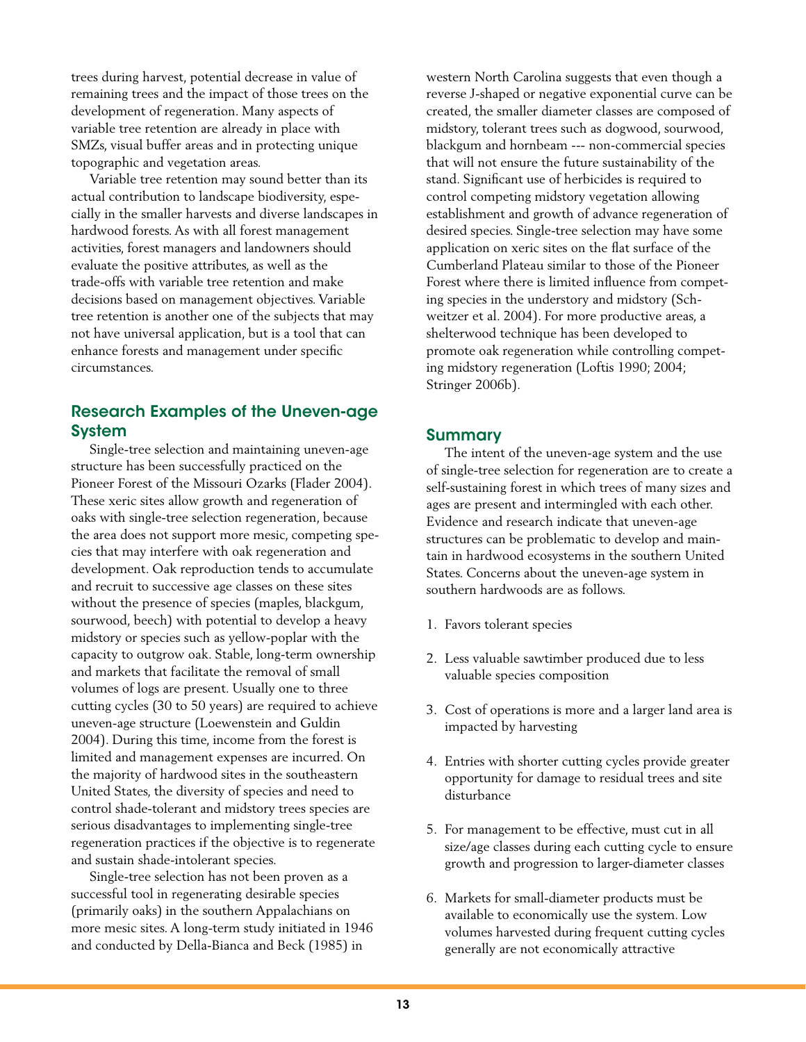trees during harvest, potential decrease in value of remaining trees and the impact of those trees on the development of regeneration. Many aspects of variable tree retention are already in place with SMZs, visual buffer areas and in protecting unique topographic and vegetation areas.

Variable tree retention may sound better than its actual contribution to landscape biodiversity, especially in the smaller harvests and diverse landscapes in hardwood forests. As with all forest management activities, forest managers and landowners should evaluate the positive attributes, as well as the trade-offs with variable tree retention and make decisions based on management objectives. Variable tree retention is another one of the subjects that may not have universal application, but is a tool that can enhance forests and management under specific circumstances.

## Research Examples of the Uneven-age System

Single-tree selection and maintaining uneven-age structure has been successfully practiced on the Pioneer Forest of the Missouri Ozarks (Flader 2004). These xeric sites allow growth and regeneration of oaks with single-tree selection regeneration, because the area does not support more mesic, competing species that may interfere with oak regeneration and development. Oak reproduction tends to accumulate and recruit to successive age classes on these sites without the presence of species (maples, blackgum, sourwood, beech) with potential to develop a heavy midstory or species such as yellow-poplar with the capacity to outgrow oak. Stable, long-term ownership and markets that facilitate the removal of small volumes of logs are present. Usually one to three cutting cycles (30 to 50 years) are required to achieve uneven-age structure (Loewenstein and Guldin 2004). During this time, income from the forest is limited and management expenses are incurred. On the majority of hardwood sites in the southeastern United States, the diversity of species and need to control shade-tolerant and midstory trees species are serious disadvantages to implementing single-tree regeneration practices if the objective is to regenerate and sustain shade-intolerant species.

Single-tree selection has not been proven as a successful tool in regenerating desirable species (primarily oaks) in the southern Appalachians on more mesic sites. A long-term study initiated in 1946 and conducted by Della-Bianca and Beck (1985) in western North Carolina suggests that even though a reverse J-shaped or negative exponential curve can be created, the smaller diameter classes are composed of midstory, tolerant trees such as dogwood, sourwood, blackgum and hornbeam --- non-commercial species that will not ensure the future sustainability of the stand. Significant use of herbicides is required to control competing midstory vegetation allowing establishment and growth of advance regeneration of desired species. Single-tree selection may have some application on xeric sites on the flat surface of the Cumberland Plateau similar to those of the Pioneer Forest where there is limited influence from competing species in the understory and midstory (Schweitzer et al. 2004). For more productive areas, a shelterwood technique has been developed to promote oak regeneration while controlling competing midstory regeneration (Loftis 1990; 2004; Stringer 2006b).

## Summary

The intent of the uneven-age system and the use of single-tree selection for regeneration are to create a self-sustaining forest in which trees of many sizes and ages are present and intermingled with each other. Evidence and research indicate that uneven-age structures can be problematic to develop and maintain in hardwood ecosystems in the southern United States. Concerns about the uneven-age system in southern hardwoods are as follows.

1. Favors tolerant species
2. Less valuable sawtimber produced due to less valuable species composition
3. Cost of operations is more and a larger land area is impacted by harvesting
4. Entries with shorter cutting cycles provide greater opportunity for damage to residual trees and site disturbance
5. For management to be effective, must cut in all size/age classes during each cutting cycle to ensure growth and progression to larger-diameter classes
6. Markets for small-diameter products must be available to economically use the system. Low volumes harvested during frequent cutting cycles generally are not economically attractive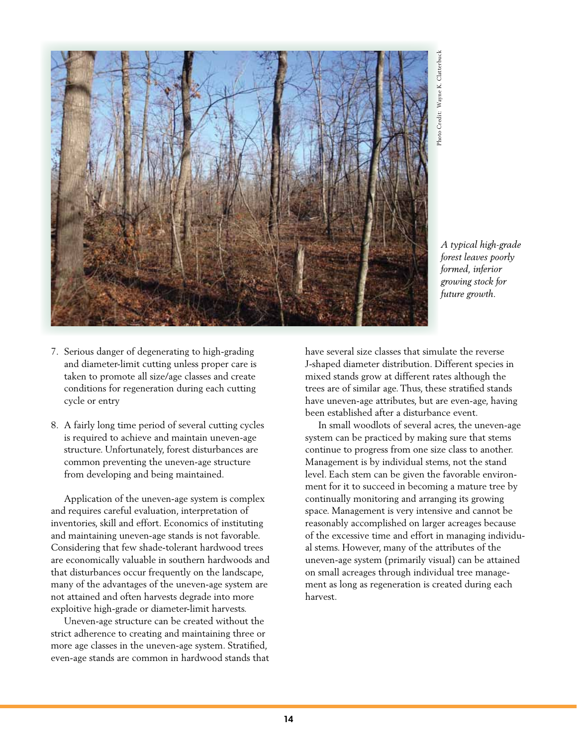*A typical high-grade forest leaves poorly formed, inferior growing stock for future growth.*

Photo Credit: Wayne K. Clatterbuck

7. Serious danger of degenerating to high-grading and diameter-limit cutting unless proper care is taken to promote all size/age classes and create conditions for regeneration during each cutting cycle or entry

8. A fairly long time period of several cutting cycles is required to achieve and maintain uneven-age structure. Unfortunately, forest disturbances are common preventing the uneven-age structure from developing and being maintained.

Application of the uneven-age system is complex and requires careful evaluation, interpretation of inventories, skill and effort. Economics of instituting and maintaining uneven-age stands is not favorable. Considering that few shade-tolerant hardwood trees are economically valuable in southern hardwoods and that disturbances occur frequently on the landscape, many of the advantages of the uneven-age system are not attained and often harvests degrade into more exploitive high-grade or diameter-limit harvests.

Uneven-age structure can be created without the strict adherence to creating and maintaining three or more age classes in the uneven-age system. Stratified, even-age stands are common in hardwood stands that have several size classes that simulate the reverse J-shaped diameter distribution. Different species in mixed stands grow at different rates although the trees are of similar age. Thus, these stratified stands have uneven-age attributes, but are even-age, having been established after a disturbance event.

In small woodlots of several acres, the uneven-age system can be practiced by making sure that stems continue to progress from one size class to another. Management is by individual stems, not the stand level. Each stem can be given the favorable environment for it to succeed in becoming a mature tree by continually monitoring and arranging its growing space. Management is very intensive and cannot be reasonably accomplished on larger acreages because of the excessive time and effort in managing individual stems. However, many of the attributes of the uneven-age system (primarily visual) can be attained on small acreages through individual tree management as long as regeneration is created during each harvest.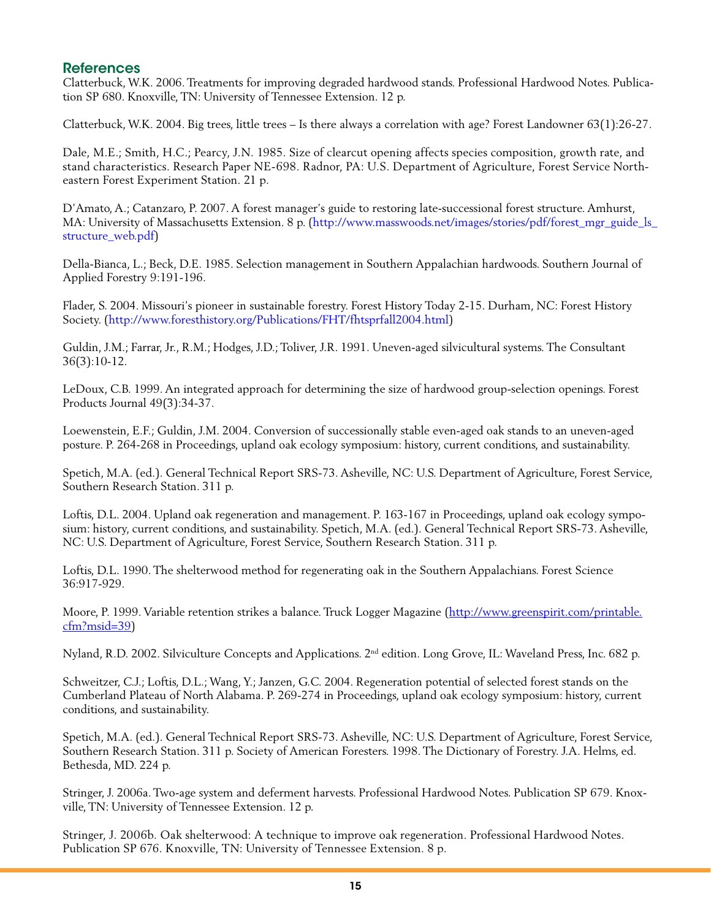## References

Clatterbuck, W.K. 2006. Treatments for improving degraded hardwood stands. Professional Hardwood Notes. Publication SP 680. Knoxville, TN: University of Tennessee Extension. 12 p.

Clatterbuck, W.K. 2004. Big trees, little trees – Is there always a correlation with age? Forest Landowner 63(1):26-27.

Dale, M.E.; Smith, H.C.; Pearcy, J.N. 1985. Size of clearcut opening affects species composition, growth rate, and stand characteristics. Research Paper NE-698. Radnor, PA: U.S. Department of Agriculture, Forest Service Northeastern Forest Experiment Station. 21 p.

D'Amato, A.; Catanzaro, P. 2007. A forest manager's guide to restoring late-successional forest structure. Amhurst, MA: University of Massachusetts Extension. 8 p. (http://www.masswoods.net/images/stories/pdf/forest_mgr_guide_ls_structure_web.pdf)

Della-Bianca, L.; Beck, D.E. 1985. Selection management in Southern Appalachian hardwoods. Southern Journal of Applied Forestry 9:191-196.

Flader, S. 2004. Missouri's pioneer in sustainable forestry. Forest History Today 2-15. Durham, NC: Forest History Society. (http://www.foresthistory.org/Publications/FHT/fhtsprfall2004.html)

Guldin, J.M.; Farrar, Jr., R.M.; Hodges, J.D.; Toliver, J.R. 1991. Uneven-aged silvicultural systems. The Consultant 36(3):10-12.

LeDoux, C.B. 1999. An integrated approach for determining the size of hardwood group-selection openings. Forest Products Journal 49(3):34-37.

Loewenstein, E.F.; Guldin, J.M. 2004. Conversion of successionally stable even-aged oak stands to an uneven-aged posture. P. 264-268 in Proceedings, upland oak ecology symposium: history, current conditions, and sustainability.

Spetich, M.A. (ed.). General Technical Report SRS-73. Asheville, NC: U.S. Department of Agriculture, Forest Service, Southern Research Station. 311 p.

Loftis, D.L. 2004. Upland oak regeneration and management. P. 163-167 in Proceedings, upland oak ecology symposium: history, current conditions, and sustainability. Spetich, M.A. (ed.). General Technical Report SRS-73. Asheville, NC: U.S. Department of Agriculture, Forest Service, Southern Research Station. 311 p.

Loftis, D.L. 1990. The shelterwood method for regenerating oak in the Southern Appalachians. Forest Science 36:917-929.

Moore, P. 1999. Variable retention strikes a balance. Truck Logger Magazine (http://www.greenspirit.com/printable.cfm?msid=39)

Nyland, R.D. 2002. Silviculture Concepts and Applications. 2nd edition. Long Grove, IL: Waveland Press, Inc. 682 p.

Schweitzer, C.J.; Loftis, D.L.; Wang, Y.; Janzen, G.C. 2004. Regeneration potential of selected forest stands on the Cumberland Plateau of North Alabama. P. 269-274 in Proceedings, upland oak ecology symposium: history, current conditions, and sustainability.

Spetich, M.A. (ed.). General Technical Report SRS-73. Asheville, NC: U.S. Department of Agriculture, Forest Service, Southern Research Station. 311 p. Society of American Foresters. 1998. The Dictionary of Forestry. J.A. Helms, ed. Bethesda, MD. 224 p.

Stringer, J. 2006a. Two-age system and deferment harvests. Professional Hardwood Notes. Publication SP 679. Knoxville, TN: University of Tennessee Extension. 12 p.

Stringer, J. 2006b. Oak shelterwood: A technique to improve oak regeneration. Professional Hardwood Notes. Publication SP 676. Knoxville, TN: University of Tennessee Extension. 8 p.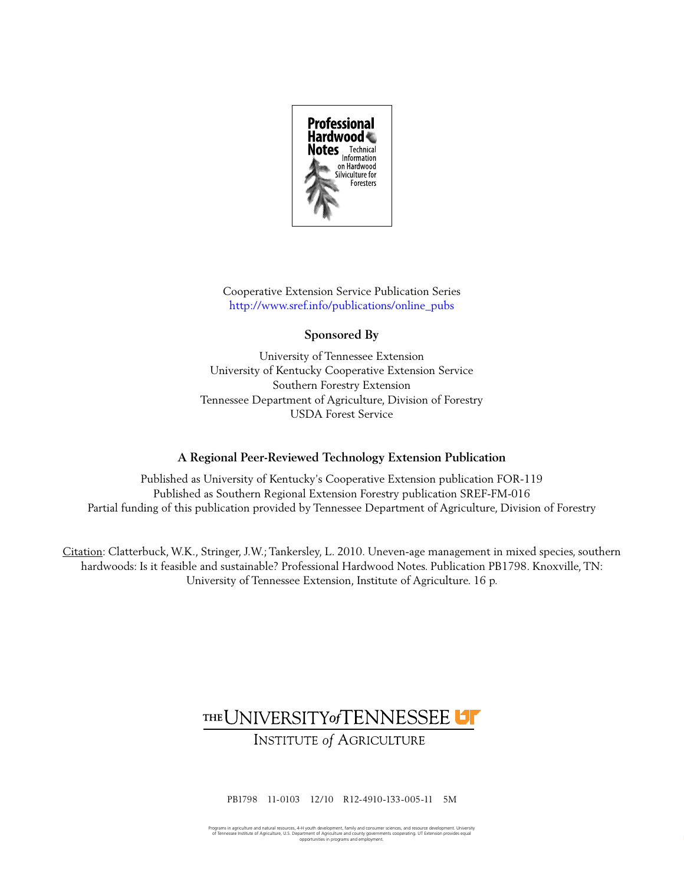Professional Hardwood Notes

Technical Information on Hardwood Silviculture for Foresters

Cooperative Extension Service Publication Series
http://www.sref.info/publications/online_pubs

**Sponsored By**

University of Tennessee Extension
University of Kentucky Cooperative Extension Service
Southern Forestry Extension
Tennessee Department of Agriculture, Division of Forestry
USDA Forest Service

**A Regional Peer-Reviewed Technology Extension Publication**

Published as University of Kentucky's Cooperative Extension publication FOR-119
Published as Southern Regional Extension Forestry publication SREF-FM-016
Partial funding of this publication provided by Tennessee Department of Agriculture, Division of Forestry

Citation: Clatterbuck, W.K., Stringer, J.W.; Tankersley, L. 2010. Uneven-age management in mixed species, southern hardwoods: Is it feasible and sustainable? Professional Hardwood Notes. Publication PB1798. Knoxville, TN: University of Tennessee Extension, Institute of Agriculture. 16 p.

THE UNIVERSITY of TENNESSEE UT
INSTITUTE of AGRICULTURE

PB1798 11-0103 12/10 R12-4910-133-005-11 5M

Programs in agriculture and natural resources, 4-H youth development, family and consumer sciences, and resource development. University of Tennessee Institute of Agriculture, U.S. Department of Agriculture and county governments cooperating. UT Extension provides equal opportunities in programs and employment.